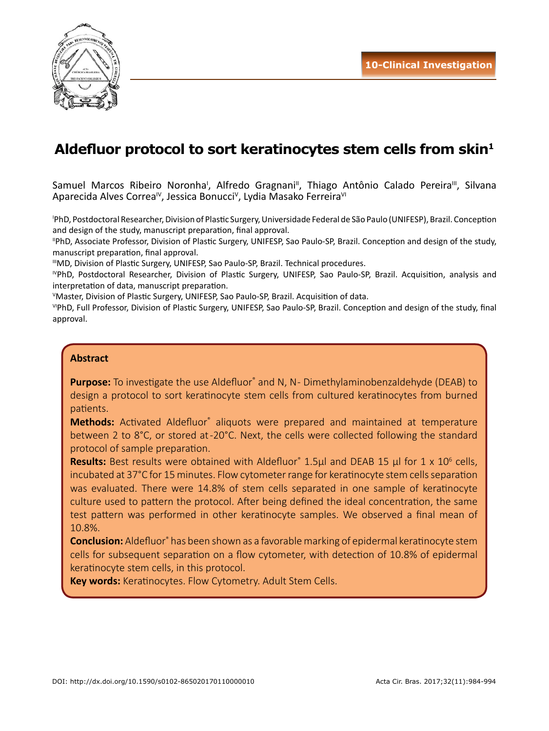10-Clinical Investigation

# Aldefluor protocol to sort keratinocytes stem cells from skin[1]

Samuel Marcos Ribeiro Noronha[I], Alfredo Gragnani[II], Thiago Antônio Calado Pereira[III], Silvana Aparecida Alves Correa[IV], Jessica Bonucci[V], Lydia Masako Ferreira[VI]

[I]PhD, Postdoctoral Researcher, Division of Plastic Surgery, Universidade Federal de São Paulo (UNIFESP), Brazil. Conception and design of the study, manuscript preparation, final approval.

[II]PhD, Associate Professor, Division of Plastic Surgery, UNIFESP, Sao Paulo-SP, Brazil. Conception and design of the study, manuscript preparation, final approval.

[III]MD, Division of Plastic Surgery, UNIFESP, Sao Paulo-SP, Brazil. Technical procedures.

[IV]PhD, Postdoctoral Researcher, Division of Plastic Surgery, UNIFESP, Sao Paulo-SP, Brazil. Acquisition, analysis and interpretation of data, manuscript preparation.

[V]Master, Division of Plastic Surgery, UNIFESP, Sao Paulo-SP, Brazil. Acquisition of data.

[VI]PhD, Full Professor, Division of Plastic Surgery, UNIFESP, Sao Paulo-SP, Brazil. Conception and design of the study, final approval.

## Abstract

**Purpose:** To investigate the use Aldefluor® and N, N- Dimethylaminobenzaldehyde (DEAB) to design a protocol to sort keratinocyte stem cells from cultured keratinocytes from burned patients.

**Methods:** Activated Aldefluor® aliquots were prepared and maintained at temperature between 2 to 8°C, or stored at -20°C. Next, the cells were collected following the standard protocol of sample preparation.

**Results:** Best results were obtained with Aldefluor® 1.5µl and DEAB 15 µl for 1 x $10^6$ cells, incubated at 37°C for 15 minutes. Flow cytometer range for keratinocyte stem cells separation was evaluated. There were 14.8% of stem cells separated in one sample of keratinocyte culture used to pattern the protocol. After being defined the ideal concentration, the same test pattern was performed in other keratinocyte samples. We observed a final mean of 10.8%.

**Conclusion:** Aldefluor® has been shown as a favorable marking of epidermal keratinocyte stem cells for subsequent separation on a flow cytometer, with detection of 10.8% of epidermal keratinocyte stem cells, in this protocol.

**Key words:** Keratinocytes. Flow Cytometry. Adult Stem Cells.

DOI: http://dx.doi.org/10.1590/s0102-865020170110000010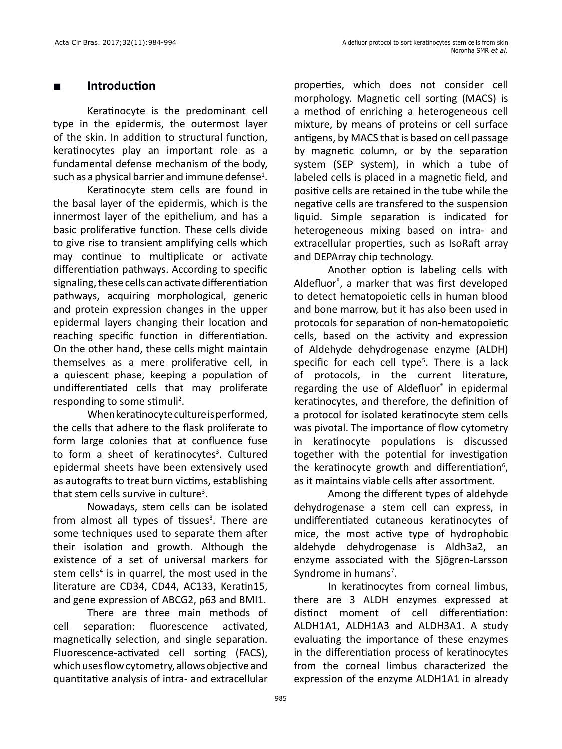## ■ Introduction

Keratinocyte is the predominant cell type in the epidermis, the outermost layer of the skin. In addition to structural function, keratinocytes play an important role as a fundamental defense mechanism of the body, such as a physical barrier and immune defense[1].

Keratinocyte stem cells are found in the basal layer of the epidermis, which is the innermost layer of the epithelium, and has a basic proliferative function. These cells divide to give rise to transient amplifying cells which may continue to multiplicate or activate differentiation pathways. According to specific signaling, these cells can activate differentiation pathways, acquiring morphological, generic and protein expression changes in the upper epidermal layers changing their location and reaching specific function in differentiation. On the other hand, these cells might maintain themselves as a mere proliferative cell, in a quiescent phase, keeping a population of undifferentiated cells that may proliferate responding to some stimuli[2].

When keratinocyte culture is performed, the cells that adhere to the flask proliferate to form large colonies that at confluence fuse to form a sheet of keratinocytes[3]. Cultured epidermal sheets have been extensively used as autografts to treat burn victims, establishing that stem cells survive in culture[3].

Nowadays, stem cells can be isolated from almost all types of tissues[3]. There are some techniques used to separate them after their isolation and growth. Although the existence of a set of universal markers for stem cells[4] is in quarrel, the most used in the literature are CD34, CD44, AC133, Keratin15, and gene expression of ABCG2, p63 and BMI1.

There are three main methods of cell separation: fluorescence activated, magnetically selection, and single separation. Fluorescence-activated cell sorting (FACS), which uses flow cytometry, allows objective and quantitative analysis of intra- and extracellular properties, which does not consider cell morphology. Magnetic cell sorting (MACS) is a method of enriching a heterogeneous cell mixture, by means of proteins or cell surface antigens, by MACS that is based on cell passage by magnetic column, or by the separation system (SEP system), in which a tube of labeled cells is placed in a magnetic field, and positive cells are retained in the tube while the negative cells are transfered to the suspension liquid. Simple separation is indicated for heterogeneous mixing based on intra- and extracellular properties, such as IsoRaft array and DEPArray chip technology.

Another option is labeling cells with Aldefluor®, a marker that was first developed to detect hematopoietic cells in human blood and bone marrow, but it has also been used in protocols for separation of non-hematopoietic cells, based on the activity and expression of Aldehyde dehydrogenase enzyme (ALDH) specific for each cell type[5]. There is a lack of protocols, in the current literature, regarding the use of Aldefluor® in epidermal keratinocytes, and therefore, the definition of a protocol for isolated keratinocyte stem cells was pivotal. The importance of flow cytometry in keratinocyte populations is discussed together with the potential for investigation the keratinocyte growth and differentiation[6], as it maintains viable cells after assortment.

Among the different types of aldehyde dehydrogenase a stem cell can express, in undifferentiated cutaneous keratinocytes of mice, the most active type of hydrophobic aldehyde dehydrogenase is Aldh3a2, an enzyme associated with the Sjögren-Larsson Syndrome in humans[7].

In keratinocytes from corneal limbus, there are 3 ALDH enzymes expressed at distinct moment of cell differentiation: ALDH1A1, ALDH1A3 and ALDH3A1. A study evaluating the importance of these enzymes in the differentiation process of keratinocytes from the corneal limbus characterized the expression of the enzyme ALDH1A1 in already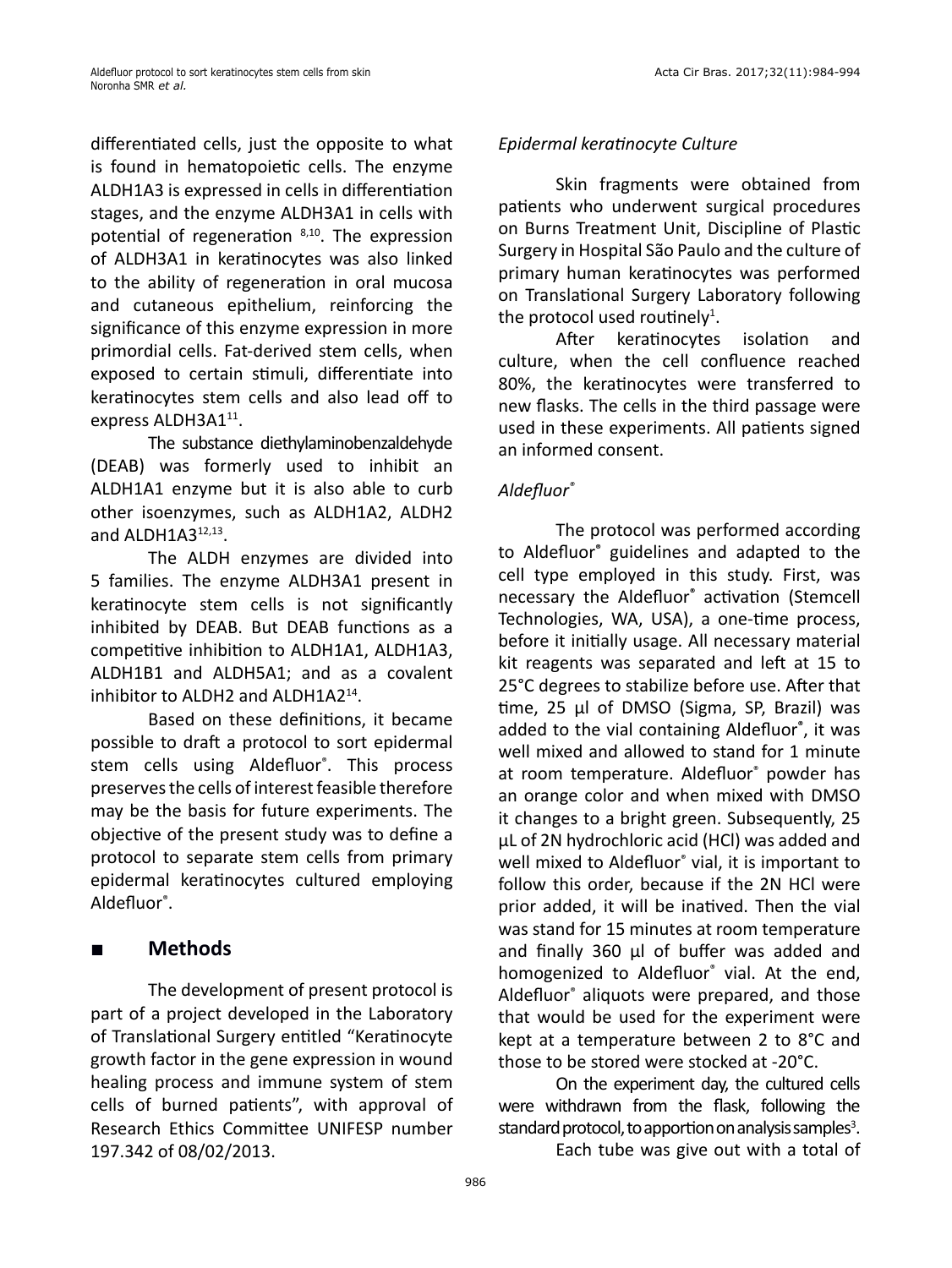differentiated cells, just the opposite to what is found in hematopoietic cells. The enzyme ALDH1A3 is expressed in cells in differentiation stages, and the enzyme ALDH3A1 in cells with potential of regeneration [8,10]. The expression of ALDH3A1 in keratinocytes was also linked to the ability of regeneration in oral mucosa and cutaneous epithelium, reinforcing the significance of this enzyme expression in more primordial cells. Fat-derived stem cells, when exposed to certain stimuli, differentiate into keratinocytes stem cells and also lead off to express ALDH3A1[11].

The substance diethylaminobenzaldehyde (DEAB) was formerly used to inhibit an ALDH1A1 enzyme but it is also able to curb other isoenzymes, such as ALDH1A2, ALDH2 and ALDH1A3[12,13].

The ALDH enzymes are divided into 5 families. The enzyme ALDH3A1 present in keratinocyte stem cells is not significantly inhibited by DEAB. But DEAB functions as a competitive inhibition to ALDH1A1, ALDH1A3, ALDH1B1 and ALDH5A1; and as a covalent inhibitor to ALDH2 and ALDH1A2[14].

Based on these definitions, it became possible to draft a protocol to sort epidermal stem cells using Aldefluor®. This process preserves the cells of interest feasible therefore may be the basis for future experiments. The objective of the present study was to define a protocol to separate stem cells from primary epidermal keratinocytes cultured employing Aldefluor®.

## Methods

The development of present protocol is part of a project developed in the Laboratory of Translational Surgery entitled "Keratinocyte growth factor in the gene expression in wound healing process and immune system of stem cells of burned patients", with approval of Research Ethics Committee UNIFESP number 197.342 of 08/02/2013.

### *Epidermal keratinocyte Culture*

Skin fragments were obtained from patients who underwent surgical procedures on Burns Treatment Unit, Discipline of Plastic Surgery in Hospital São Paulo and the culture of primary human keratinocytes was performed on Translational Surgery Laboratory following the protocol used routinely[1].

After keratinocytes isolation and culture, when the cell confluence reached 80%, the keratinocytes were transferred to new flasks. The cells in the third passage were used in these experiments. All patients signed an informed consent.

### *Aldefluor®*

The protocol was performed according to Aldefluor® guidelines and adapted to the cell type employed in this study. First, was necessary the Aldefluor® activation (Stemcell Technologies, WA, USA), a one-time process, before it initially usage. All necessary material kit reagents was separated and left at 15 to 25°C degrees to stabilize before use. After that time, 25 µl of DMSO (Sigma, SP, Brazil) was added to the vial containing Aldefluor®, it was well mixed and allowed to stand for 1 minute at room temperature. Aldefluor® powder has an orange color and when mixed with DMSO it changes to a bright green. Subsequently, 25 µL of 2N hydrochloric acid (HCl) was added and well mixed to Aldefluor® vial, it is important to follow this order, because if the 2N HCl were prior added, it will be inatived. Then the vial was stand for 15 minutes at room temperature and finally 360 µl of buffer was added and homogenized to Aldefluor® vial. At the end, Aldefluor® aliquots were prepared, and those that would be used for the experiment were kept at a temperature between 2 to 8°C and those to be stored were stocked at -20°C.

On the experiment day, the cultured cells were withdrawn from the flask, following the standard protocol, to apportion on analysis samples[3].

Each tube was give out with a total of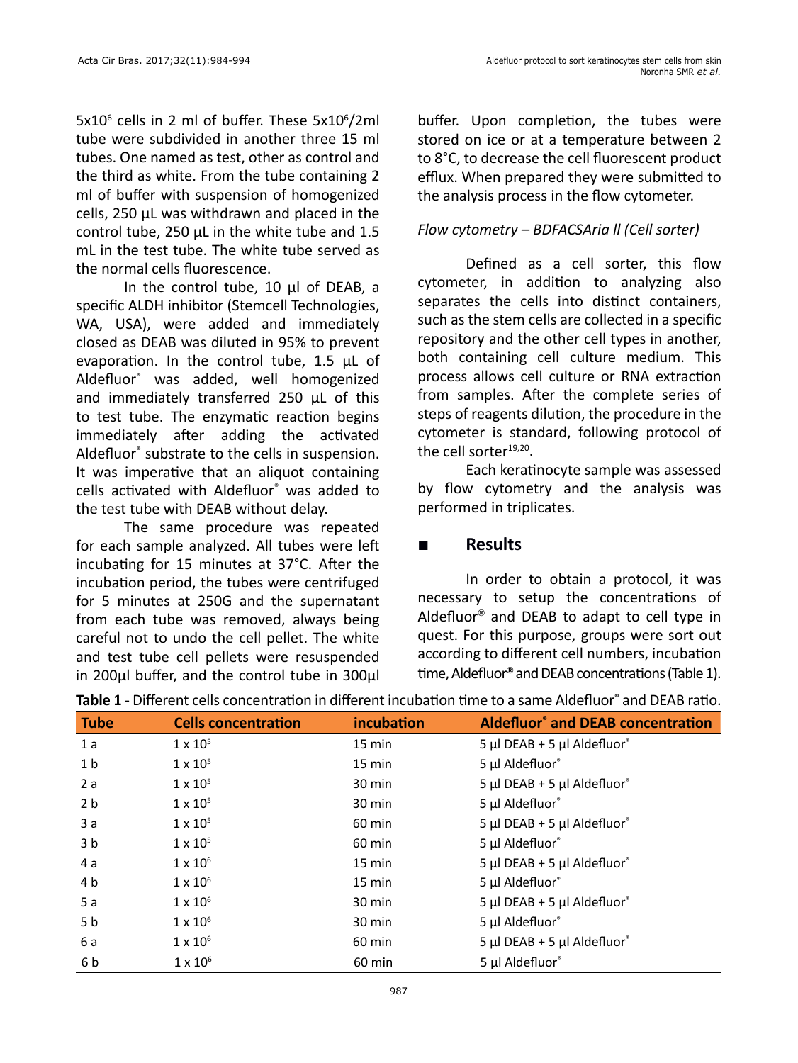$5x10^6$ cells in 2 ml of buffer. These $5x10^6$/2ml tube were subdivided in another three 15 ml tubes. One named as test, other as control and the third as white. From the tube containing 2 ml of buffer with suspension of homogenized cells, 250 µL was withdrawn and placed in the control tube, 250 µL in the white tube and 1.5 mL in the test tube. The white tube served as the normal cells fluorescence.

In the control tube, 10 µl of DEAB, a specific ALDH inhibitor (Stemcell Technologies, WA, USA), were added and immediately closed as DEAB was diluted in 95% to prevent evaporation. In the control tube, 1.5 µL of Aldefluor® was added, well homogenized and immediately transferred 250 µL of this to test tube. The enzymatic reaction begins immediately after adding the activated Aldefluor® substrate to the cells in suspension. It was imperative that an aliquot containing cells activated with Aldefluor® was added to the test tube with DEAB without delay.

The same procedure was repeated for each sample analyzed. All tubes were left incubating for 15 minutes at 37°C. After the incubation period, the tubes were centrifuged for 5 minutes at 250G and the supernatant from each tube was removed, always being careful not to undo the cell pellet. The white and test tube cell pellets were resuspended in 200µl buffer, and the control tube in 300µl buffer. Upon completion, the tubes were stored on ice or at a temperature between 2 to 8°C, to decrease the cell fluorescent product efflux. When prepared they were submitted to the analysis process in the flow cytometer.

*Flow cytometry – BDFACSAria ll (Cell sorter)*

Defined as a cell sorter, this flow cytometer, in addition to analyzing also separates the cells into distinct containers, such as the stem cells are collected in a specific repository and the other cell types in another, both containing cell culture medium. This process allows cell culture or RNA extraction from samples. After the complete series of steps of reagents dilution, the procedure in the cytometer is standard, following protocol of the cell sorter[19,20].

Each keratinocyte sample was assessed by flow cytometry and the analysis was performed in triplicates.

## Results

In order to obtain a protocol, it was necessary to setup the concentrations of Aldefluor® and DEAB to adapt to cell type in quest. For this purpose, groups were sort out according to different cell numbers, incubation time, Aldefluor® and DEAB concentrations (Table 1).

**Table 1** - Different cells concentration in different incubation time to a same Aldefluor® and DEAB ratio.

| Tube | Cells concentration | incubation | Aldefluor® and DEAB concentration |
|---|---|---|---|
| 1 a | $1 \times 10^5$ | 15 min | 5 µl DEAB + 5 µl Aldefluor® |
| 1 b | $1 \times 10^5$ | 15 min | 5 µl Aldefluor® |
| 2 a | $1 \times 10^5$ | 30 min | 5 µl DEAB + 5 µl Aldefluor® |
| 2 b | $1 \times 10^5$ | 30 min | 5 µl Aldefluor® |
| 3 a | $1 \times 10^5$ | 60 min | 5 µl DEAB + 5 µl Aldefluor® |
| 3 b | $1 \times 10^5$ | 60 min | 5 µl Aldefluor® |
| 4 a | $1 \times 10^6$ | 15 min | 5 µl DEAB + 5 µl Aldefluor® |
| 4 b | $1 \times 10^6$ | 15 min | 5 µl Aldefluor® |
| 5 a | $1 \times 10^6$ | 30 min | 5 µl DEAB + 5 µl Aldefluor® |
| 5 b | $1 \times 10^6$ | 30 min | 5 µl Aldefluor® |
| 6 a | $1 \times 10^6$ | 60 min | 5 µl DEAB + 5 µl Aldefluor® |
| 6 b | $1 \times 10^6$ | 60 min | 5 µl Aldefluor® |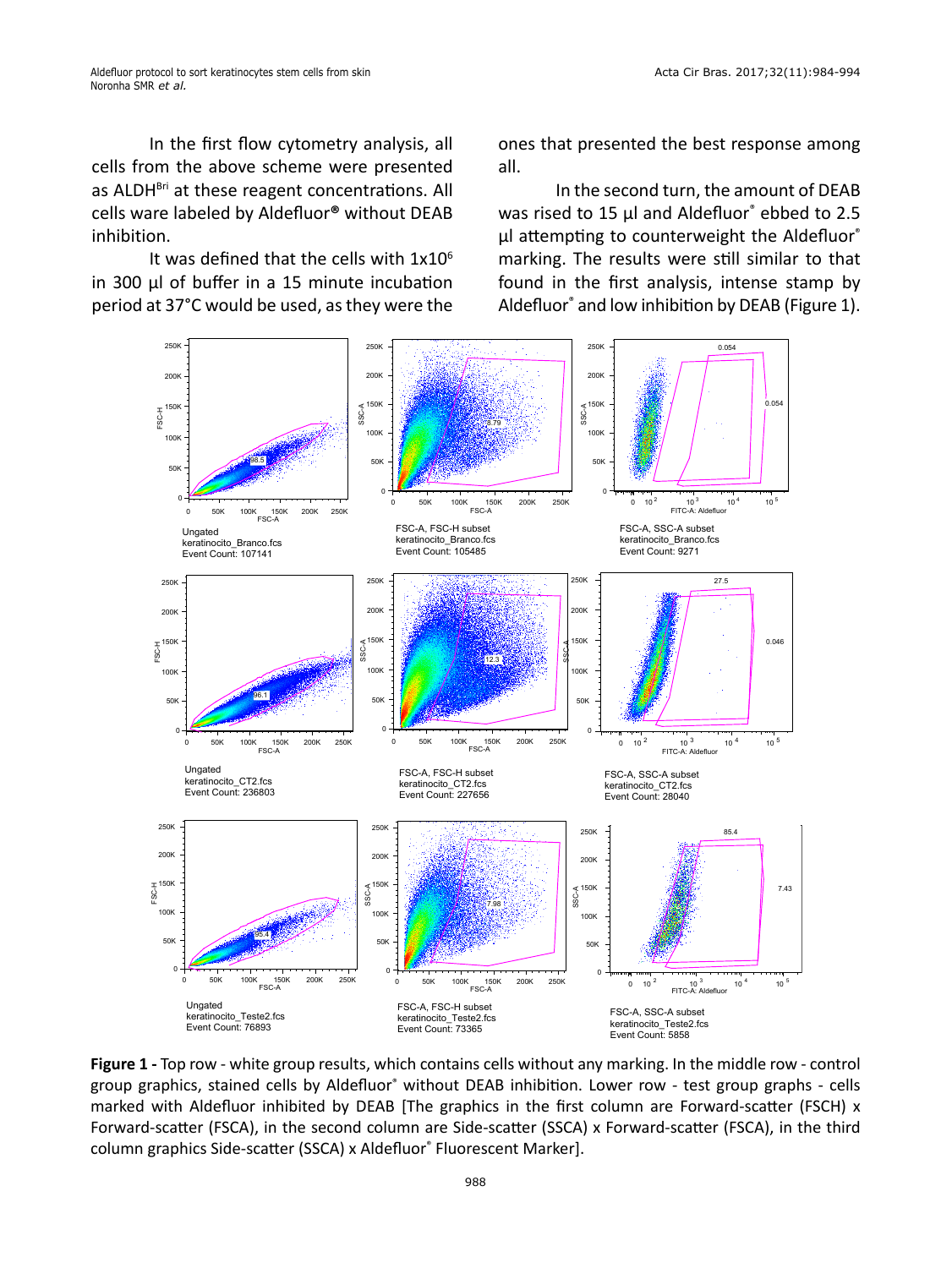In the first flow cytometry analysis, all cells from the above scheme were presented as ALDH[Bri] at these reagent concentrations. All cells ware labeled by Aldefluor® without DEAB inhibition.

It was defined that the cells with $1x10^6$ in 300 µl of buffer in a 15 minute incubation period at 37°C would be used, as they were the ones that presented the best response among all.

In the second turn, the amount of DEAB was rised to 15 µl and Aldefluor® ebbed to 2.5 µl attempting to counterweight the Aldefluor® marking. The results were still similar to that found in the first analysis, intense stamp by Aldefluor® and low inhibition by DEAB (Figure 1).

Ungated
keratinocito_Branco.fcs
Event Count: 107141

FSC-A, FSC-H subset
keratinocito_Branco.fcs
Event Count: 105485

FSC-A, SSC-A subset
keratinocito_Branco.fcs
Event Count: 9271

Ungated
keratinocito_CT2.fcs
Event Count: 236803

FSC-A, FSC-H subset
keratinocito_CT2.fcs
Event Count: 227656

FSC-A, SSC-A subset
keratinocito_CT2.fcs
Event Count: 28040

Ungated
keratinocito_Teste2.fcs
Event Count: 76893

FSC-A, FSC-H subset
keratinocito_Teste2.fcs
Event Count: 73365

FSC-A, SSC-A subset
keratinocito_Teste2.fcs
Event Count: 5858

**Figure 1 -** Top row - white group results, which contains cells without any marking. In the middle row - control group graphics, stained cells by Aldefluor® without DEAB inhibition. Lower row - test group graphs - cells marked with Aldefluor inhibited by DEAB [The graphics in the first column are Forward-scatter (FSCH) x Forward-scatter (FSCA), in the second column are Side-scatter (SSCA) x Forward-scatter (FSCA), in the third column graphics Side-scatter (SSCA) x Aldefluor® Fluorescent Marker].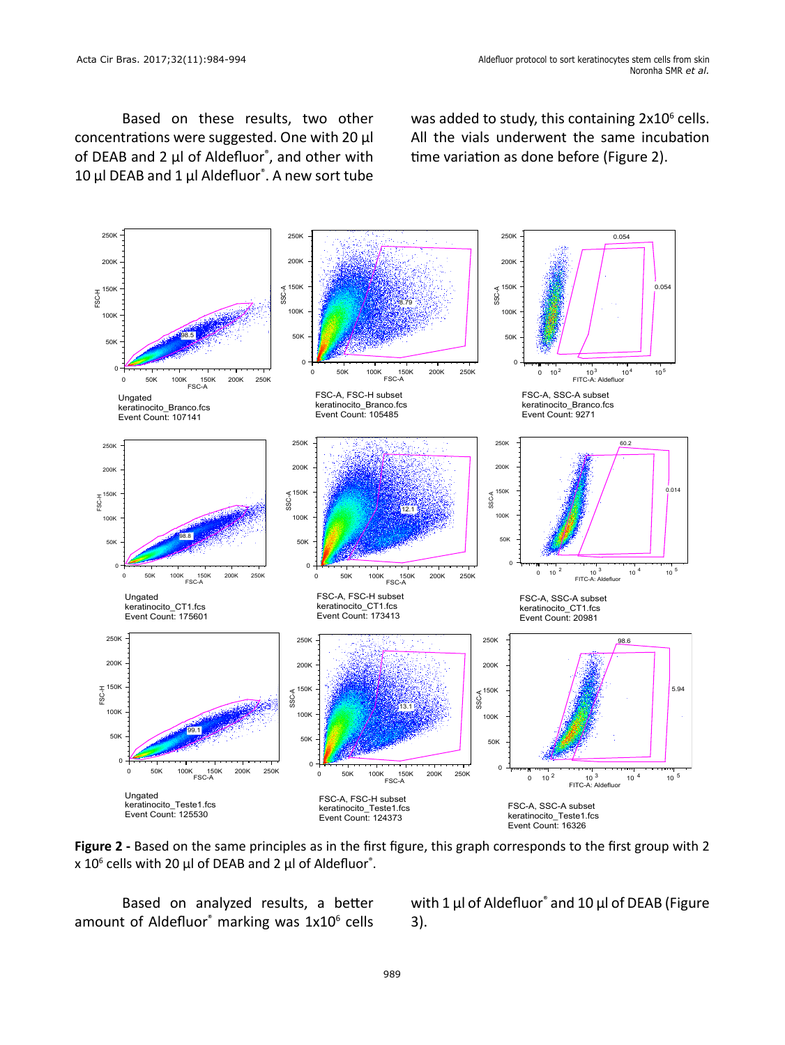Based on these results, two other concentrations were suggested. One with 20 µl of DEAB and 2 µl of Aldefluor®, and other with 10 µl DEAB and 1 µl Aldefluor®. A new sort tube was added to study, this containing $2x10^6$ cells. All the vials underwent the same incubation time variation as done before (Figure 2).

Ungated
keratinocito_Branco.fcs
Event Count: 107141

FSC-A, FSC-H subset
keratinocito_Branco.fcs
Event Count: 105485

FSC-A, SSC-A subset
keratinocito_Branco.fcs
Event Count: 9271

Ungated
keratinocito_CT1.fcs
Event Count: 175601

FSC-A, FSC-H subset
keratinocito_CT1.fcs
Event Count: 173413

FSC-A, SSC-A subset
keratinocito_CT1.fcs
Event Count: 20981

Ungated
keratinocito_Teste1.fcs
Event Count: 125530

FSC-A, FSC-H subset
keratinocito_Teste1.fcs
Event Count: 124373

FSC-A, SSC-A subset
keratinocito_Teste1.fcs
Event Count: 16326

**Figure 2 -** Based on the same principles as in the first figure, this graph corresponds to the first group with $2 \times 10^6$ cells with 20 µl of DEAB and 2 µl of Aldefluor®.

Based on analyzed results, a better amount of Aldefluor® marking was $1x10^6$ cells with 1 µl of Aldefluor® and 10 µl of DEAB (Figure 3).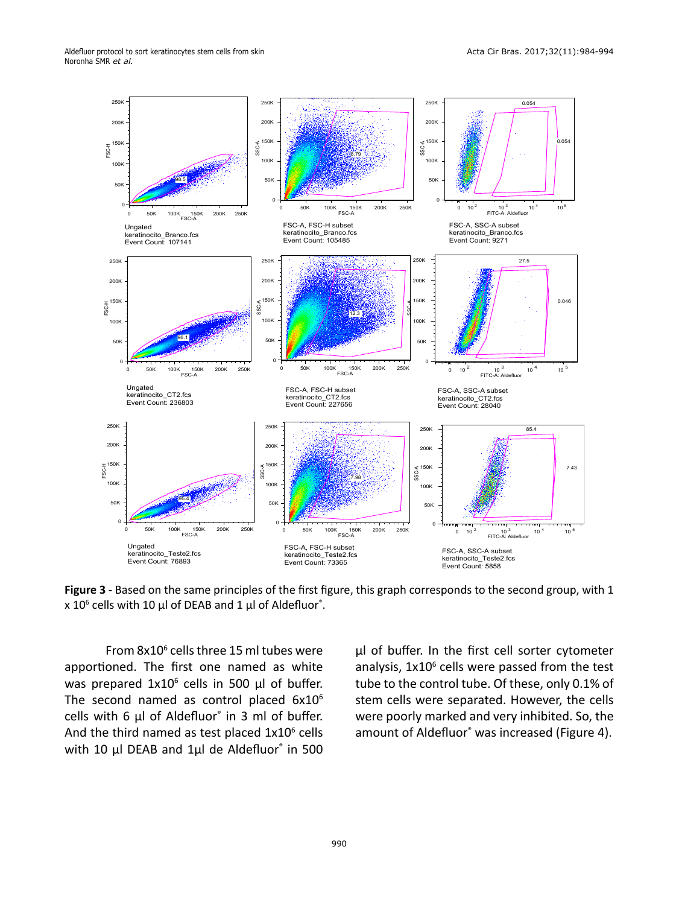250K
200K
150K
100K
50K
0
FSC-H
0 50K 100K 150K 200K 250K
FSC-A
98.5
Ungated
keratinocito_Branco.fcs
Event Count: 107141

250K
200K
150K
100K
50K
0
SSC-A
0 50K 100K 150K 200K 250K
FSC-A
8.79
FSC-A, FSC-H subset
keratinocito_Branco.fcs
Event Count: 105485

250K
200K
150K
100K
50K
0
SSC-A
0 10 2 10 3 10 4 10 5
FITC-A: Aldefluor
0.054
0.054
FSC-A, SSC-A subset
keratinocito_Branco.fcs
Event Count: 9271

250K
200K
150K
100K
50K
0
FSC-H
0 50K 100K 150K 200K 250K
FSC-A
96.1
Ungated
keratinocito_CT2.fcs
Event Count: 236803

250K
200K
150K
100K
50K
0
SSC-A
0 50K 100K 150K 200K 250K
FSC-A
12.3
FSC-A, FSC-H subset
keratinocito_CT2.fcs
Event Count: 227656

250K
200K
150K
100K
50K
0
SSC-A
0 10 2 10 3 10 4 10 5
FITC-A: Aldefluor
27.5
0.046
FSC-A, SSC-A subset
keratinocito_CT2.fcs
Event Count: 28040

250K
200K
150K
100K
50K
0
FSC-H
0 50K 100K 150K 200K 250K
FSC-A
95.4
Ungated
keratinocito_Teste2.fcs
Event Count: 76893

250K
200K
150K
100K
50K
0
SSC-A
0 50K 100K 150K 200K 250K
FSC-A
7.98
FSC-A, FSC-H subset
keratinocito_Teste2.fcs
Event Count: 73365

250K
200K
150K
100K
50K
0
SSC-A
0 10 2 10 3 10 4 10 5
FITC-A: Aldefluor
85.4
7.43
FSC-A, SSC-A subset
keratinocito_Teste2.fcs
Event Count: 5858

**Figure 3 -** Based on the same principles of the first figure, this graph corresponds to the second group, with 1 x $10^6$ cells with 10 µl of DEAB and 1 µl of Aldefluor®.

From 8x$10^6$ cells three 15 ml tubes were apportioned. The first one named as white was prepared 1x$10^6$ cells in 500 µl of buffer. The second named as control placed 6x$10^6$ cells with 6 µl of Aldefluor® in 3 ml of buffer. And the third named as test placed 1x$10^6$ cells with 10 µl DEAB and 1µl de Aldefluor® in 500 µl of buffer. In the first cell sorter cytometer analysis, 1x$10^6$ cells were passed from the test tube to the control tube. Of these, only 0.1% of stem cells were separated. However, the cells were poorly marked and very inhibited. So, the amount of Aldefluor® was increased (Figure 4).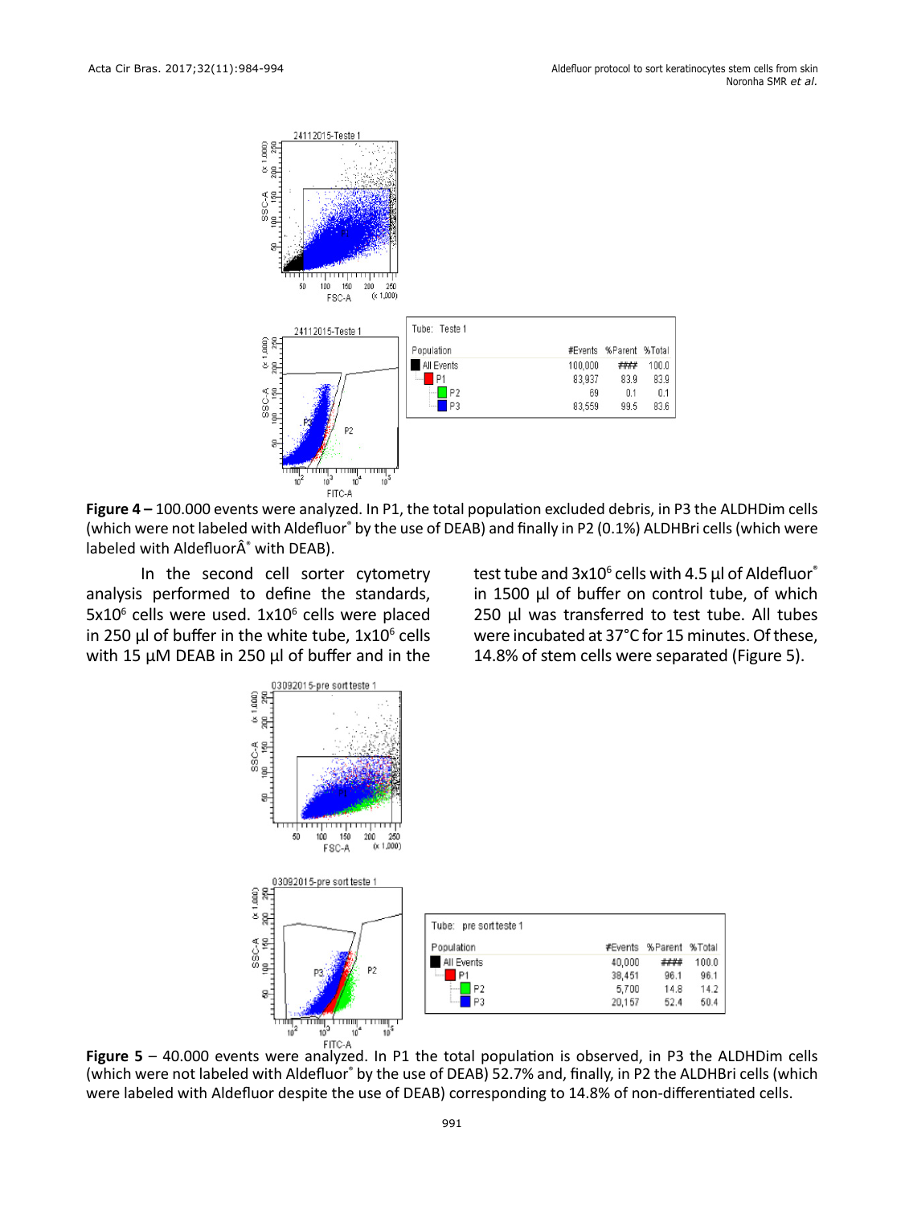24112015-Teste 1

SSC-A (x 1,000)

FSC-A (x 1,000)

24112015-Teste 1

P3

P2

FITC-A

| Tube: Teste 1 | | | |
|---|---|---|---|
| Population | #Events | %Parent | %Total |
| All Events | 100,000 | #### | 100.0 |
| P1 | 83,937 | 83.9 | 83.9 |
| P2 | 69 | 0.1 | 0.1 |
| P3 | 83,559 | 99.5 | 83.6 |

**Figure 4 –** 100.000 events were analyzed. In P1, the total population excluded debris, in P3 the ALDHDim cells (which were not labeled with Aldefluor® by the use of DEAB) and finally in P2 (0.1%) ALDHBri cells (which were labeled with AldefluorÂ® with DEAB).

In the second cell sorter cytometry analysis performed to define the standards, $5x10^6$ cells were used. $1x10^6$ cells were placed in 250 µl of buffer in the white tube, $1x10^6$ cells with 15 µM DEAB in 250 µl of buffer and in the test tube and $3x10^6$ cells with 4.5 µl of Aldefluor® in 1500 µl of buffer on control tube, of which 250 µl was transferred to test tube. All tubes were incubated at 37°C for 15 minutes. Of these, 14.8% of stem cells were separated (Figure 5).

03092015-pre sort teste 1

SSC-A (x 1,000)

FSC-A (x 1,000)

03092015-pre sort teste 1

P3

P2

FITC-A

| Tube: pre sort teste 1 | | | |
|---|---|---|---|
| Population | #Events | %Parent | %Total |
| All Events | 40,000 | #### | 100.0 |
| P1 | 38,451 | 96.1 | 96.1 |
| P2 | 5,700 | 14.8 | 14.2 |
| P3 | 20,157 | 52.4 | 50.4 |

**Figure 5** – 40.000 events were analyzed. In P1 the total population is observed, in P3 the ALDHDim cells (which were not labeled with Aldefluor® by the use of DEAB) 52.7% and, finally, in P2 the ALDHBri cells (which were labeled with Aldefluor despite the use of DEAB) corresponding to 14.8% of non-differentiated cells.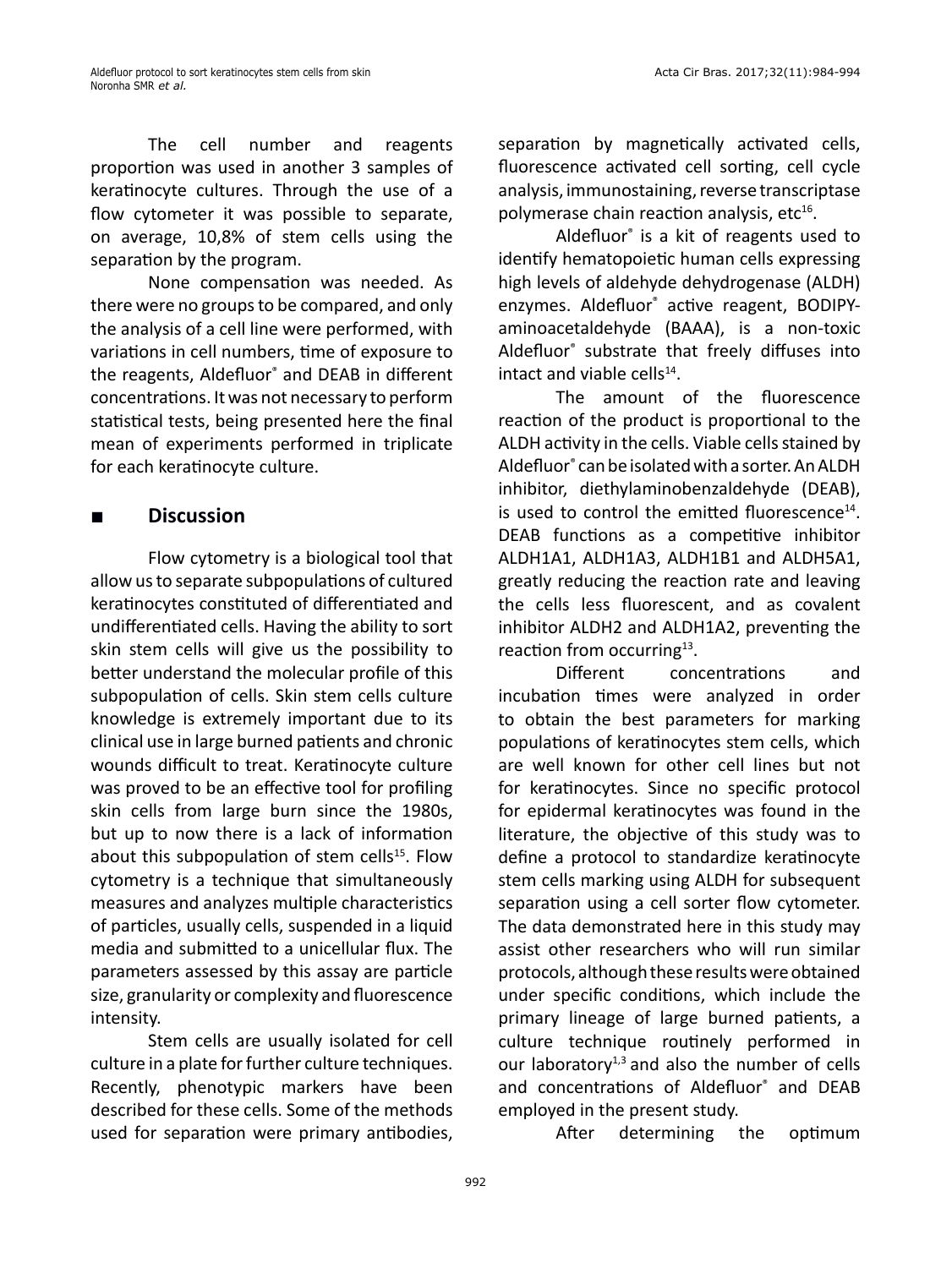The cell number and reagents proportion was used in another 3 samples of keratinocyte cultures. Through the use of a flow cytometer it was possible to separate, on average, 10,8% of stem cells using the separation by the program.

None compensation was needed. As there were no groups to be compared, and only the analysis of a cell line were performed, with variations in cell numbers, time of exposure to the reagents, Aldefluor® and DEAB in different concentrations. It was not necessary to perform statistical tests, being presented here the final mean of experiments performed in triplicate for each keratinocyte culture.

## Discussion

Flow cytometry is a biological tool that allow us to separate subpopulations of cultured keratinocytes constituted of differentiated and undifferentiated cells. Having the ability to sort skin stem cells will give us the possibility to better understand the molecular profile of this subpopulation of cells. Skin stem cells culture knowledge is extremely important due to its clinical use in large burned patients and chronic wounds difficult to treat. Keratinocyte culture was proved to be an effective tool for profiling skin cells from large burn since the 1980s, but up to now there is a lack of information about this subpopulation of stem cells[15]. Flow cytometry is a technique that simultaneously measures and analyzes multiple characteristics of particles, usually cells, suspended in a liquid media and submitted to a unicellular flux. The parameters assessed by this assay are particle size, granularity or complexity and fluorescence intensity.

Stem cells are usually isolated for cell culture in a plate for further culture techniques. Recently, phenotypic markers have been described for these cells. Some of the methods used for separation were primary antibodies, separation by magnetically activated cells, fluorescence activated cell sorting, cell cycle analysis, immunostaining, reverse transcriptase polymerase chain reaction analysis, etc[16].

Aldefluor® is a kit of reagents used to identify hematopoietic human cells expressing high levels of aldehyde dehydrogenase (ALDH) enzymes. Aldefluor® active reagent, BODIPY-aminoacetaldehyde (BAAA), is a non-toxic Aldefluor® substrate that freely diffuses into intact and viable cells[14].

The amount of the fluorescence reaction of the product is proportional to the ALDH activity in the cells. Viable cells stained by Aldefluor® can be isolated with a sorter. An ALDH inhibitor, diethylaminobenzaldehyde (DEAB), is used to control the emitted fluorescence[14]. DEAB functions as a competitive inhibitor ALDH1A1, ALDH1A3, ALDH1B1 and ALDH5A1, greatly reducing the reaction rate and leaving the cells less fluorescent, and as covalent inhibitor ALDH2 and ALDH1A2, preventing the reaction from occurring[13].

Different concentrations and incubation times were analyzed in order to obtain the best parameters for marking populations of keratinocytes stem cells, which are well known for other cell lines but not for keratinocytes. Since no specific protocol for epidermal keratinocytes was found in the literature, the objective of this study was to define a protocol to standardize keratinocyte stem cells marking using ALDH for subsequent separation using a cell sorter flow cytometer. The data demonstrated here in this study may assist other researchers who will run similar protocols, although these results were obtained under specific conditions, which include the primary lineage of large burned patients, a culture technique routinely performed in our laboratory[1,3] and also the number of cells and concentrations of Aldefluor® and DEAB employed in the present study.

After determining the optimum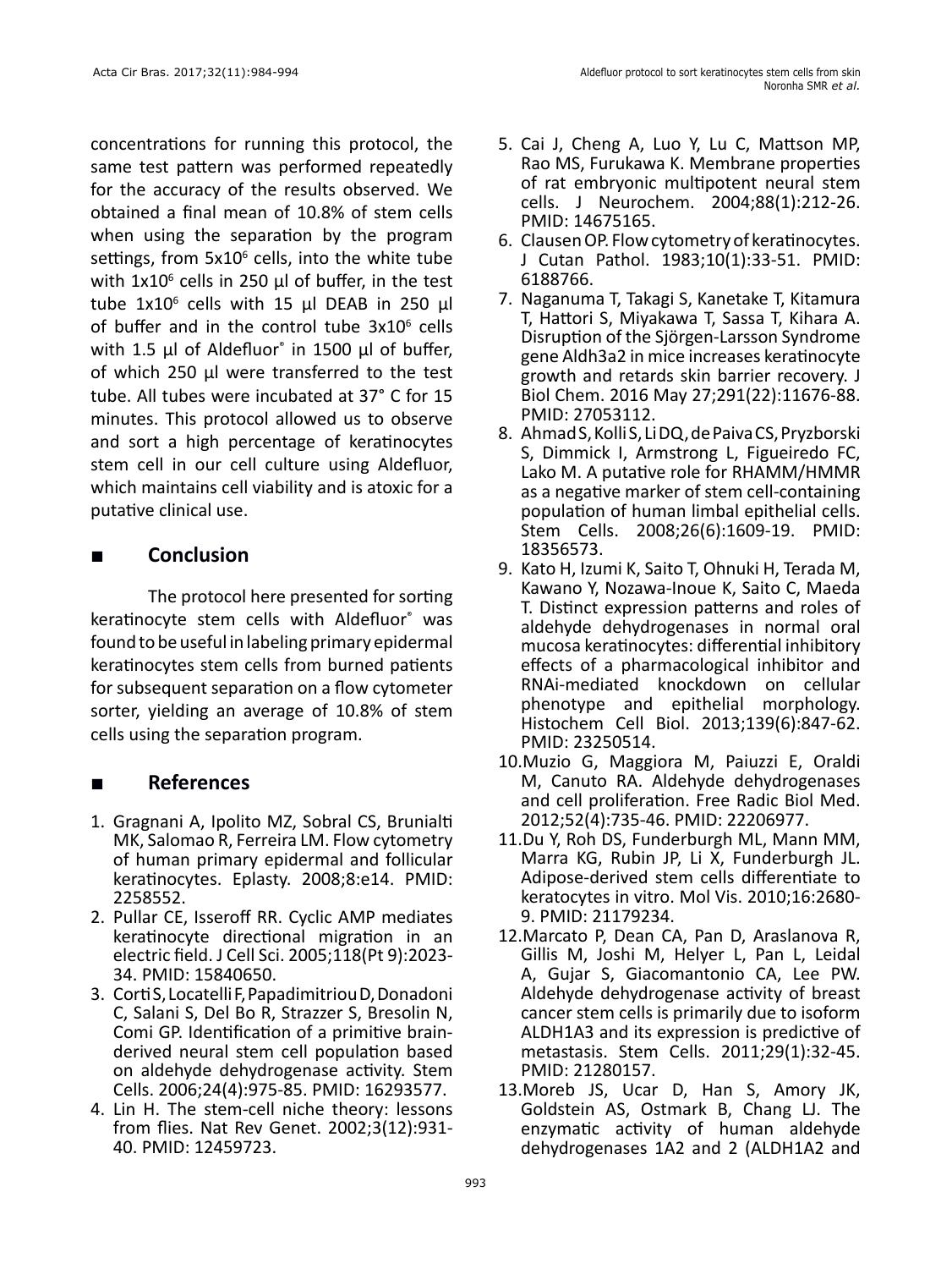concentrations for running this protocol, the same test pattern was performed repeatedly for the accuracy of the results observed. We obtained a final mean of 10.8% of stem cells when using the separation by the program settings, from $5x10^6$ cells, into the white tube with $1x10^6$ cells in 250 µl of buffer, in the test tube $1x10^6$ cells with 15 µl DEAB in 250 µl of buffer and in the control tube $3x10^6$ cells with 1.5 µl of Aldefluor® in 1500 µl of buffer, of which 250 µl were transferred to the test tube. All tubes were incubated at 37° C for 15 minutes. This protocol allowed us to observe and sort a high percentage of keratinocytes stem cell in our cell culture using Aldefluor, which maintains cell viability and is atoxic for a putative clinical use.

## ■ Conclusion

The protocol here presented for sorting keratinocyte stem cells with Aldefluor® was found to be useful in labeling primary epidermal keratinocytes stem cells from burned patients for subsequent separation on a flow cytometer sorter, yielding an average of 10.8% of stem cells using the separation program.

## ■ References

1. Gragnani A, Ipolito MZ, Sobral CS, Brunialti MK, Salomao R, Ferreira LM. Flow cytometry of human primary epidermal and follicular keratinocytes. Eplasty. 2008;8:e14. PMID: 2258552.
2. Pullar CE, Isseroff RR. Cyclic AMP mediates keratinocyte directional migration in an electric field. J Cell Sci. 2005;118(Pt 9):2023-34. PMID: 15840650.
3. Corti S, Locatelli F, Papadimitriou D, Donadoni C, Salani S, Del Bo R, Strazzer S, Bresolin N, Comi GP. Identification of a primitive brain-derived neural stem cell population based on aldehyde dehydrogenase activity. Stem Cells. 2006;24(4):975-85. PMID: 16293577.
4. Lin H. The stem-cell niche theory: lessons from flies. Nat Rev Genet. 2002;3(12):931-40. PMID: 12459723.
5. Cai J, Cheng A, Luo Y, Lu C, Mattson MP, Rao MS, Furukawa K. Membrane properties of rat embryonic multipotent neural stem cells. J Neurochem. 2004;88(1):212-26. PMID: 14675165.
6. Clausen OP. Flow cytometry of keratinocytes. J Cutan Pathol. 1983;10(1):33-51. PMID: 6188766.
7. Naganuma T, Takagi S, Kanetake T, Kitamura T, Hattori S, Miyakawa T, Sassa T, Kihara A. Disruption of the Sjörgen-Larsson Syndrome gene Aldh3a2 in mice increases keratinocyte growth and retards skin barrier recovery. J Biol Chem. 2016 May 27;291(22):11676-88. PMID: 27053112.
8. Ahmad S, Kolli S, Li DQ, de Paiva CS, Pryzborski S, Dimmick I, Armstrong L, Figueiredo FC, Lako M. A putative role for RHAMM/HMMR as a negative marker of stem cell-containing population of human limbal epithelial cells. Stem Cells. 2008;26(6):1609-19. PMID: 18356573.
9. Kato H, Izumi K, Saito T, Ohnuki H, Terada M, Kawano Y, Nozawa-Inoue K, Saito C, Maeda T. Distinct expression patterns and roles of aldehyde dehydrogenases in normal oral mucosa keratinocytes: differential inhibitory effects of a pharmacological inhibitor and RNAi-mediated knockdown on cellular phenotype and epithelial morphology. Histochem Cell Biol. 2013;139(6):847-62. PMID: 23250514.
10. Muzio G, Maggiora M, Paiuzzi E, Oraldi M, Canuto RA. Aldehyde dehydrogenases and cell proliferation. Free Radic Biol Med. 2012;52(4):735-46. PMID: 22206977.
11. Du Y, Roh DS, Funderburgh ML, Mann MM, Marra KG, Rubin JP, Li X, Funderburgh JL. Adipose-derived stem cells differentiate to keratocytes in vitro. Mol Vis. 2010;16:2680-9. PMID: 21179234.
12. Marcato P, Dean CA, Pan D, Araslanova R, Gillis M, Joshi M, Helyer L, Pan L, Leidal A, Gujar S, Giacomantonio CA, Lee PW. Aldehyde dehydrogenase activity of breast cancer stem cells is primarily due to isoform ALDH1A3 and its expression is predictive of metastasis. Stem Cells. 2011;29(1):32-45. PMID: 21280157.
13. Moreb JS, Ucar D, Han S, Amory JK, Goldstein AS, Ostmark B, Chang LJ. The enzymatic activity of human aldehyde dehydrogenases 1A2 and 2 (ALDH1A2 and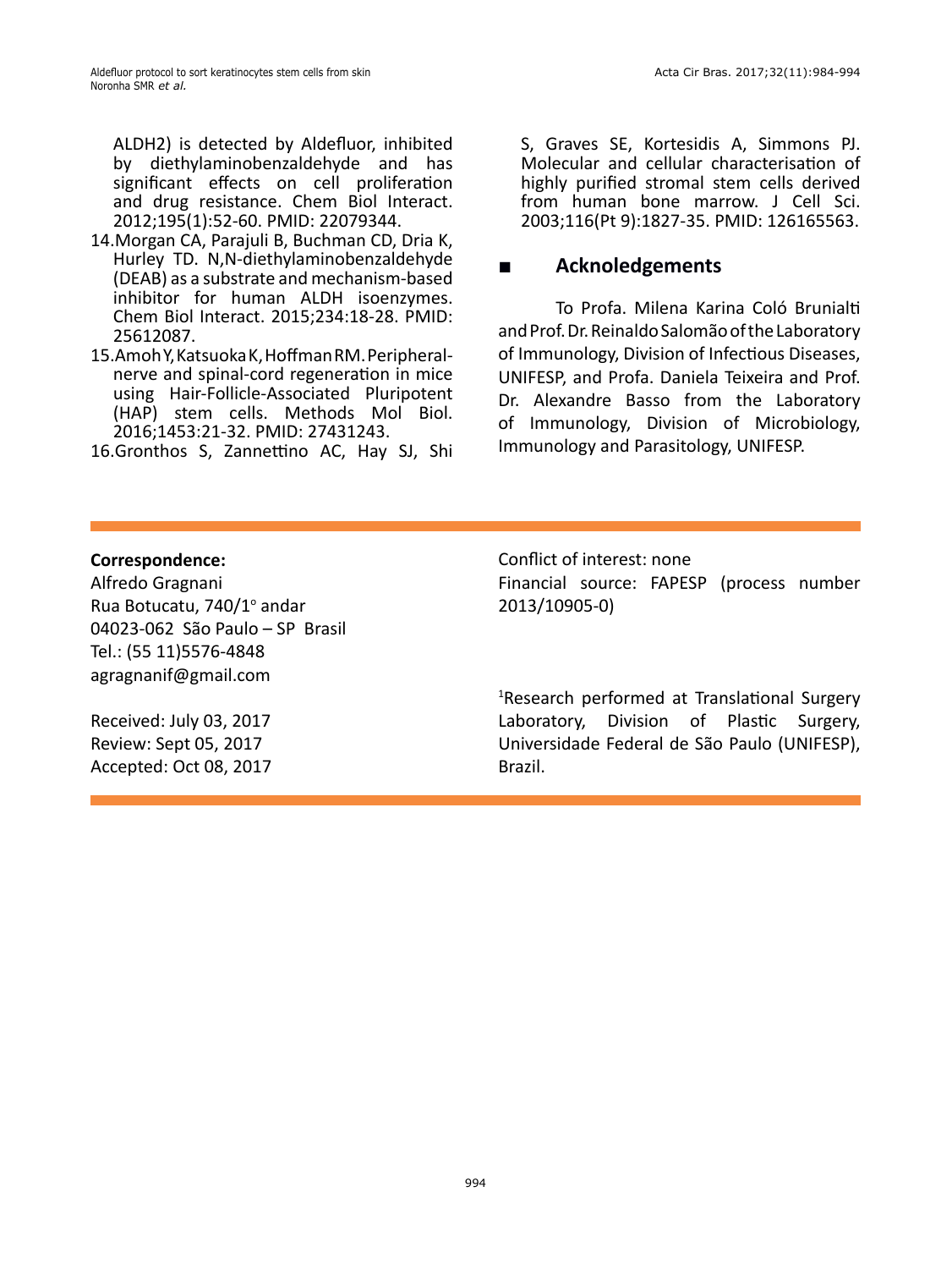ALDH2) is detected by Aldefluor, inhibited by diethylaminobenzaldehyde and has significant effects on cell proliferation and drug resistance. Chem Biol Interact. 2012;195(1):52-60. PMID: 22079344.

14. Morgan CA, Parajuli B, Buchman CD, Dria K, Hurley TD. N,N-diethylaminobenzaldehyde (DEAB) as a substrate and mechanism-based inhibitor for human ALDH isoenzymes. Chem Biol Interact. 2015;234:18-28. PMID: 25612087.
15. Amoh Y, Katsuoka K, Hoffman RM. Peripheral-nerve and spinal-cord regeneration in mice using Hair-Follicle-Associated Pluripotent (HAP) stem cells. Methods Mol Biol. 2016;1453:21-32. PMID: 27431243.
16. Gronthos S, Zannettino AC, Hay SJ, Shi S, Graves SE, Kortesidis A, Simmons PJ. Molecular and cellular characterisation of highly purified stromal stem cells derived from human bone marrow. J Cell Sci. 2003;116(Pt 9):1827-35. PMID: 126165563.

## Acknoledgements

To Profa. Milena Karina Coló Brunialti and Prof. Dr. Reinaldo Salomão of the Laboratory of Immunology, Division of Infectious Diseases, UNIFESP, and Profa. Daniela Teixeira and Prof. Dr. Alexandre Basso from the Laboratory of Immunology, Division of Microbiology, Immunology and Parasitology, UNIFESP.

**Correspondence:**
Alfredo Gragnani
Rua Botucatu, 740/1° andar
04023-062 São Paulo – SP Brasil
Tel.: (55 11)5576-4848
agragnanif@gmail.com

Received: July 03, 2017
Review: Sept 05, 2017
Accepted: Oct 08, 2017

Conflict of interest: none
Financial source: FAPESP (process number 2013/10905-0)

[1]Research performed at Translational Surgery Laboratory, Division of Plastic Surgery, Universidade Federal de São Paulo (UNIFESP), Brazil.